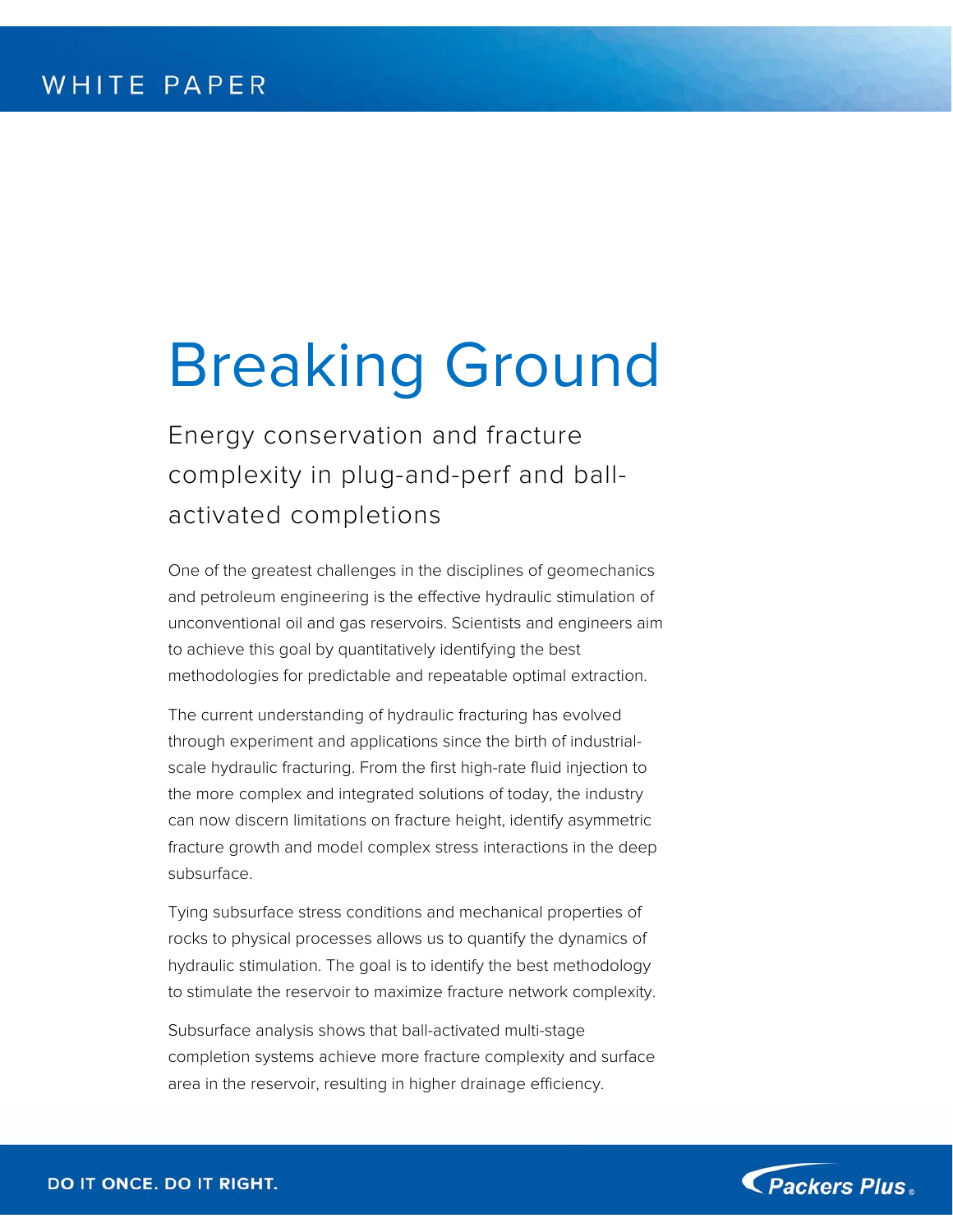WHITE PAPER

# Breaking Ground

## Energy conservation and fracture complexity in plug-and-perf and ball-activated completions

One of the greatest challenges in the disciplines of geomechanics and petroleum engineering is the effective hydraulic stimulation of unconventional oil and gas reservoirs. Scientists and engineers aim to achieve this goal by quantitatively identifying the best methodologies for predictable and repeatable optimal extraction.

The current understanding of hydraulic fracturing has evolved through experiment and applications since the birth of industrial-scale hydraulic fracturing. From the first high-rate fluid injection to the more complex and integrated solutions of today, the industry can now discern limitations on fracture height, identify asymmetric fracture growth and model complex stress interactions in the deep subsurface.

Tying subsurface stress conditions and mechanical properties of rocks to physical processes allows us to quantify the dynamics of hydraulic stimulation. The goal is to identify the best methodology to stimulate the reservoir to maximize fracture network complexity.

Subsurface analysis shows that ball-activated multi-stage completion systems achieve more fracture complexity and surface area in the reservoir, resulting in higher drainage efficiency.

DO IT ONCE. DO IT RIGHT.

Packers Plus®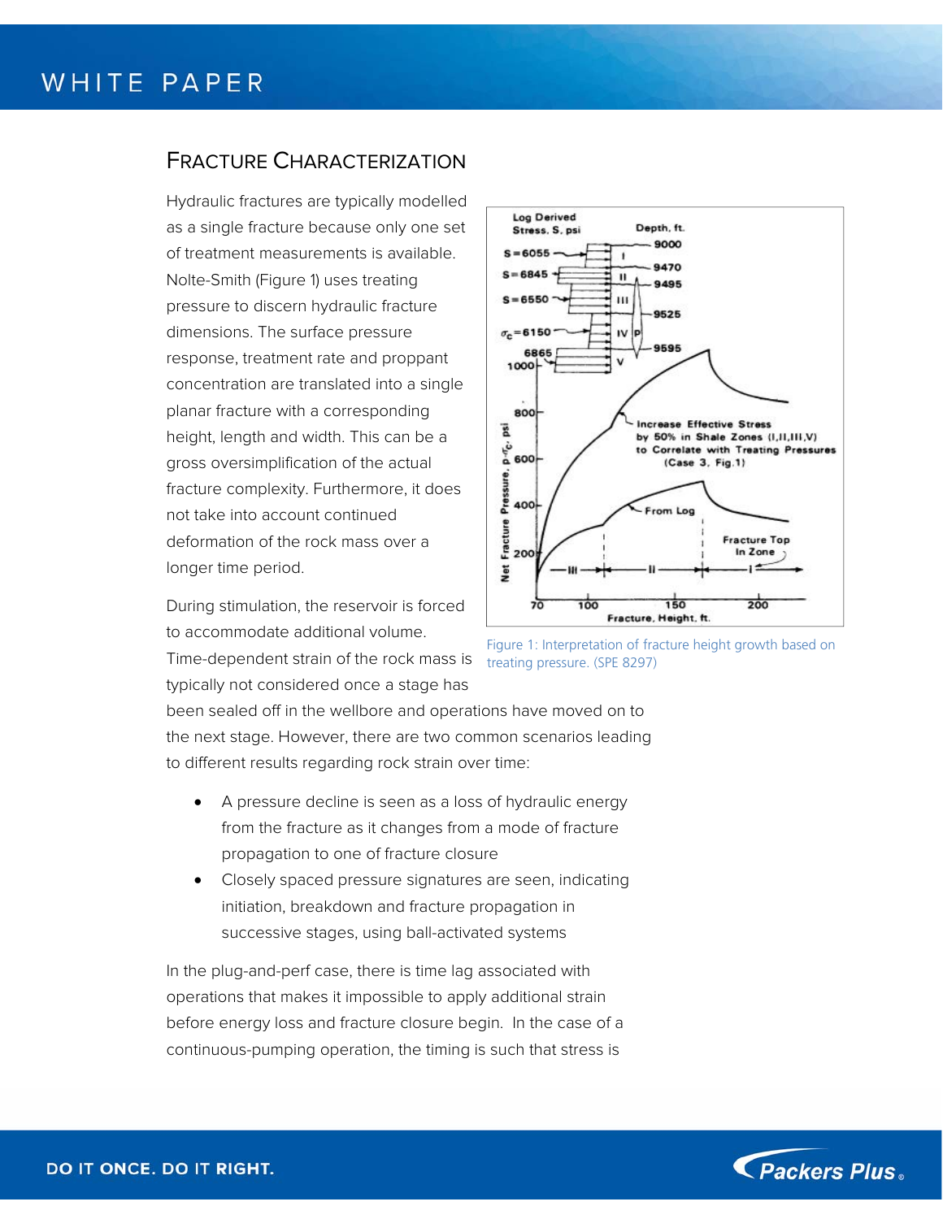## Fracture Characterization

Hydraulic fractures are typically modelled as a single fracture because only one set of treatment measurements is available. Nolte-Smith (Figure 1) uses treating pressure to discern hydraulic fracture dimensions. The surface pressure response, treatment rate and proppant concentration are translated into a single planar fracture with a corresponding height, length and width. This can be a gross oversimplification of the actual fracture complexity. Furthermore, it does not take into account continued deformation of the rock mass over a longer time period.

Figure 1: Interpretation of fracture height growth based on treating pressure. (SPE 8297)

During stimulation, the reservoir is forced to accommodate additional volume. Time-dependent strain of the rock mass is typically not considered once a stage has been sealed off in the wellbore and operations have moved on to the next stage. However, there are two common scenarios leading to different results regarding rock strain over time:

- A pressure decline is seen as a loss of hydraulic energy from the fracture as it changes from a mode of fracture propagation to one of fracture closure
- Closely spaced pressure signatures are seen, indicating initiation, breakdown and fracture propagation in successive stages, using ball-activated systems

In the plug-and-perf case, there is time lag associated with operations that makes it impossible to apply additional strain before energy loss and fracture closure begin. In the case of a continuous-pumping operation, the timing is such that stress is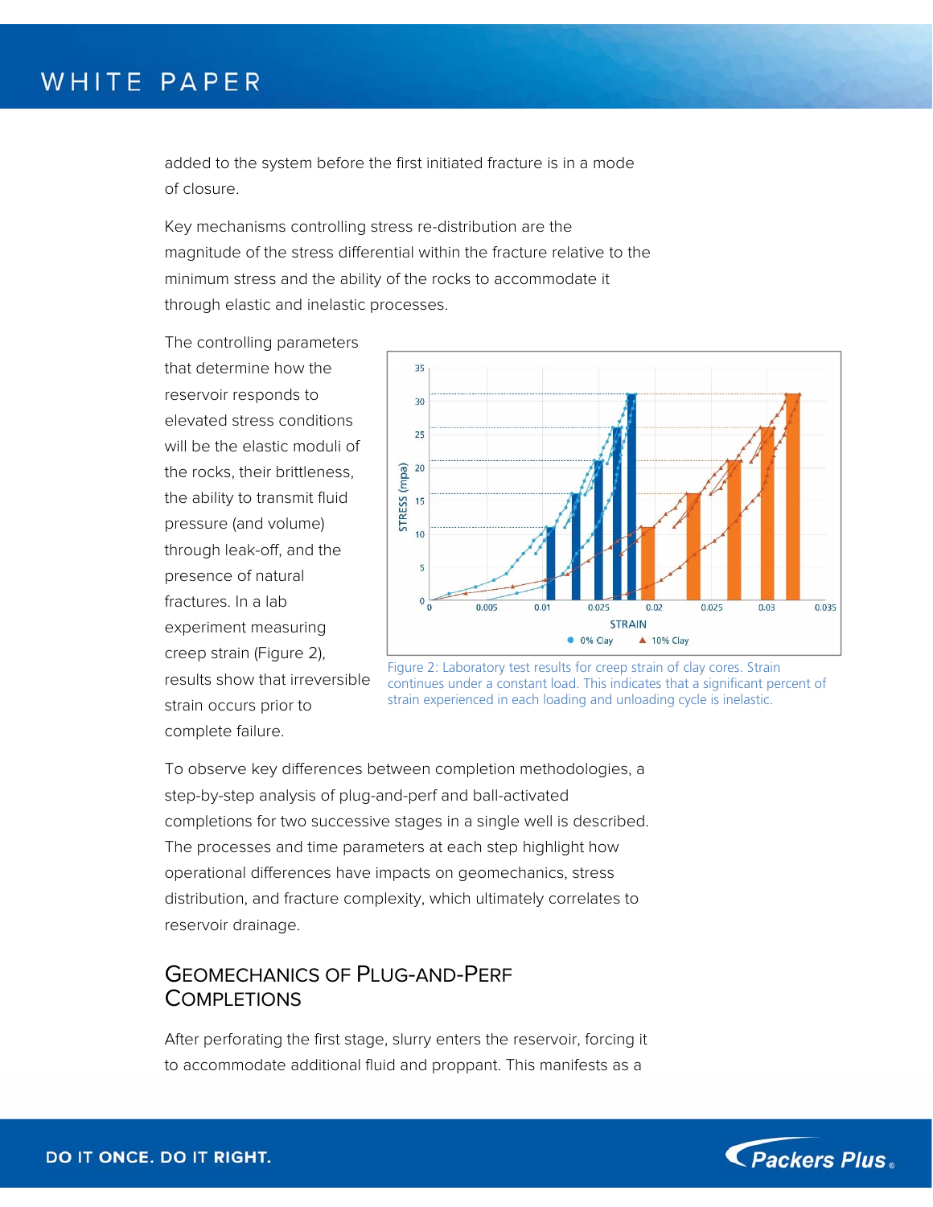added to the system before the first initiated fracture is in a mode of closure.

Key mechanisms controlling stress re-distribution are the magnitude of the stress differential within the fracture relative to the minimum stress and the ability of the rocks to accommodate it through elastic and inelastic processes.

The controlling parameters that determine how the reservoir responds to elevated stress conditions will be the elastic moduli of the rocks, their brittleness, the ability to transmit fluid pressure (and volume) through leak-off, and the presence of natural fractures. In a lab experiment measuring creep strain (Figure 2), results show that irreversible strain occurs prior to complete failure.

Figure 2: Laboratory test results for creep strain of clay cores. Strain continues under a constant load. This indicates that a significant percent of strain experienced in each loading and unloading cycle is inelastic.

To observe key differences between completion methodologies, a step-by-step analysis of plug-and-perf and ball-activated completions for two successive stages in a single well is described. The processes and time parameters at each step highlight how operational differences have impacts on geomechanics, stress distribution, and fracture complexity, which ultimately correlates to reservoir drainage.

## Geomechanics of Plug-and-Perf Completions

After perforating the first stage, slurry enters the reservoir, forcing it to accommodate additional fluid and proppant. This manifests as a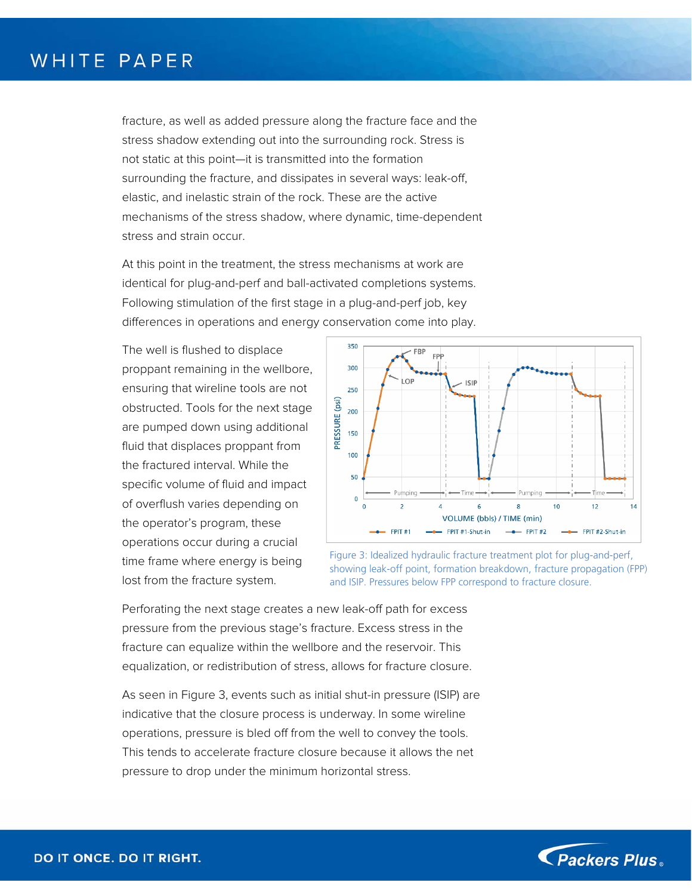fracture, as well as added pressure along the fracture face and the stress shadow extending out into the surrounding rock. Stress is not static at this point—it is transmitted into the formation surrounding the fracture, and dissipates in several ways: leak-off, elastic, and inelastic strain of the rock. These are the active mechanisms of the stress shadow, where dynamic, time-dependent stress and strain occur.

At this point in the treatment, the stress mechanisms at work are identical for plug-and-perf and ball-activated completions systems. Following stimulation of the first stage in a plug-and-perf job, key differences in operations and energy conservation come into play.

The well is flushed to displace proppant remaining in the wellbore, ensuring that wireline tools are not obstructed. Tools for the next stage are pumped down using additional fluid that displaces proppant from the fractured interval. While the specific volume of fluid and impact of overflush varies depending on the operator's program, these operations occur during a crucial time frame where energy is being lost from the fracture system.

Figure 3: Idealized hydraulic fracture treatment plot for plug-and-perf, showing leak-off point, formation breakdown, fracture propagation (FPP) and ISIP. Pressures below FPP correspond to fracture closure.

Perforating the next stage creates a new leak-off path for excess pressure from the previous stage's fracture. Excess stress in the fracture can equalize within the wellbore and the reservoir. This equalization, or redistribution of stress, allows for fracture closure.

As seen in Figure 3, events such as initial shut-in pressure (ISIP) are indicative that the closure process is underway. In some wireline operations, pressure is bled off from the well to convey the tools. This tends to accelerate fracture closure because it allows the net pressure to drop under the minimum horizontal stress.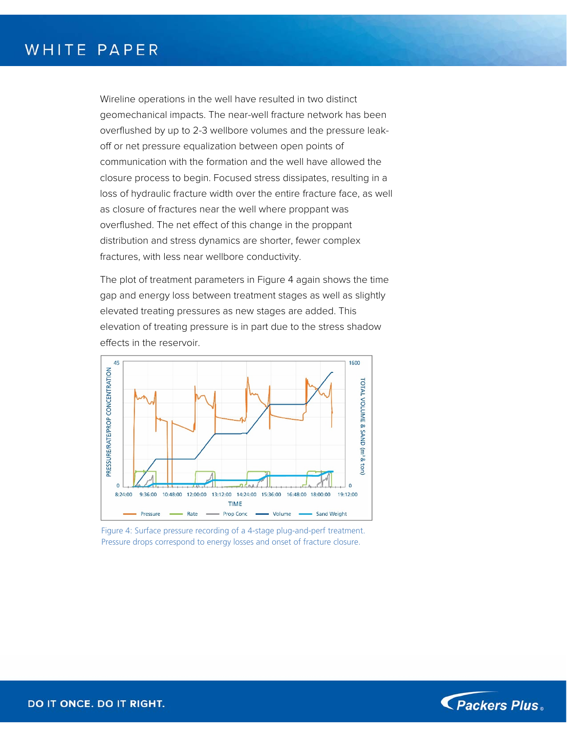Wireline operations in the well have resulted in two distinct geomechanical impacts. The near-well fracture network has been overflushed by up to 2-3 wellbore volumes and the pressure leak-off or net pressure equalization between open points of communication with the formation and the well have allowed the closure process to begin. Focused stress dissipates, resulting in a loss of hydraulic fracture width over the entire fracture face, as well as closure of fractures near the well where proppant was overflushed. The net effect of this change in the proppant distribution and stress dynamics are shorter, fewer complex fractures, with less near wellbore conductivity.

The plot of treatment parameters in Figure 4 again shows the time gap and energy loss between treatment stages as well as slightly elevated treating pressures as new stages are added. This elevation of treating pressure is in part due to the stress shadow effects in the reservoir.

Figure 4: Surface pressure recording of a 4-stage plug-and-perf treatment. Pressure drops correspond to energy losses and onset of fracture closure.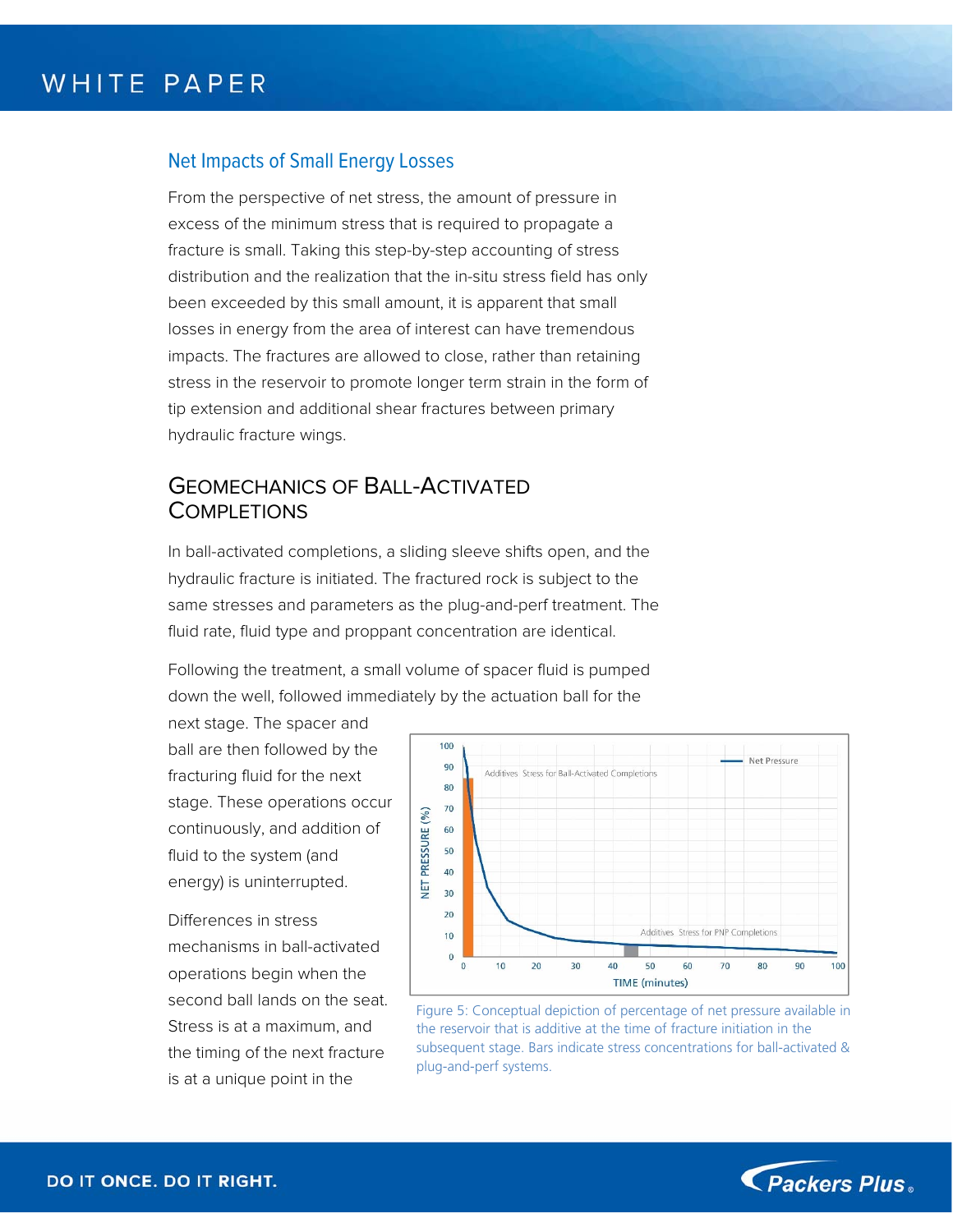## Net Impacts of Small Energy Losses

From the perspective of net stress, the amount of pressure in excess of the minimum stress that is required to propagate a fracture is small. Taking this step-by-step accounting of stress distribution and the realization that the in-situ stress field has only been exceeded by this small amount, it is apparent that small losses in energy from the area of interest can have tremendous impacts. The fractures are allowed to close, rather than retaining stress in the reservoir to promote longer term strain in the form of tip extension and additional shear fractures between primary hydraulic fracture wings.

## Geomechanics of Ball-Activated Completions

In ball-activated completions, a sliding sleeve shifts open, and the hydraulic fracture is initiated. The fractured rock is subject to the same stresses and parameters as the plug-and-perf treatment. The fluid rate, fluid type and proppant concentration are identical.

Following the treatment, a small volume of spacer fluid is pumped down the well, followed immediately by the actuation ball for the next stage. The spacer and ball are then followed by the fracturing fluid for the next stage. These operations occur continuously, and addition of fluid to the system (and energy) is uninterrupted.

Differences in stress mechanisms in ball-activated operations begin when the second ball lands on the seat. Stress is at a maximum, and the timing of the next fracture is at a unique point in the

Figure 5: Conceptual depiction of percentage of net pressure available in the reservoir that is additive at the time of fracture initiation in the subsequent stage. Bars indicate stress concentrations for ball-activated & plug-and-perf systems.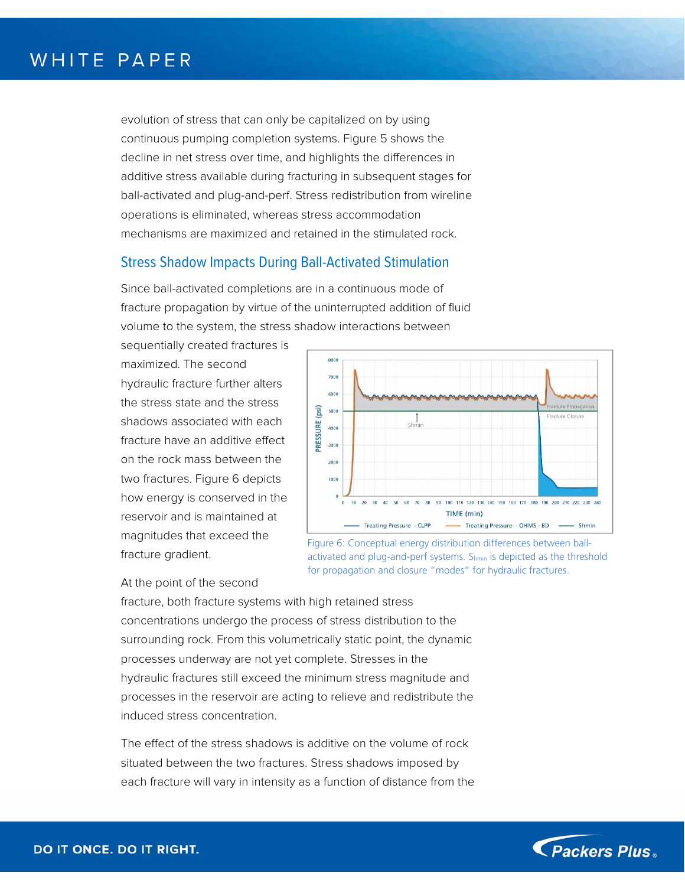evolution of stress that can only be capitalized on by using continuous pumping completion systems. Figure 5 shows the decline in net stress over time, and highlights the differences in additive stress available during fracturing in subsequent stages for ball-activated and plug-and-perf. Stress redistribution from wireline operations is eliminated, whereas stress accommodation mechanisms are maximized and retained in the stimulated rock.

## Stress Shadow Impacts During Ball-Activated Stimulation

Since ball-activated completions are in a continuous mode of fracture propagation by virtue of the uninterrupted addition of fluid volume to the system, the stress shadow interactions between sequentially created fractures is maximized. The second hydraulic fracture further alters the stress state and the stress shadows associated with each fracture have an additive effect on the rock mass between the two fractures. Figure 6 depicts how energy is conserved in the reservoir and is maintained at magnitudes that exceed the fracture gradient.

Figure 6: Conceptual energy distribution differences between ball-activated and plug-and-perf systems. $S_{hmin}$ is depicted as the threshold for propagation and closure "modes" for hydraulic fractures.

At the point of the second fracture, both fracture systems with high retained stress concentrations undergo the process of stress distribution to the surrounding rock. From this volumetrically static point, the dynamic processes underway are not yet complete. Stresses in the hydraulic fractures still exceed the minimum stress magnitude and processes in the reservoir are acting to relieve and redistribute the induced stress concentration.

The effect of the stress shadows is additive on the volume of rock situated between the two fractures. Stress shadows imposed by each fracture will vary in intensity as a function of distance from the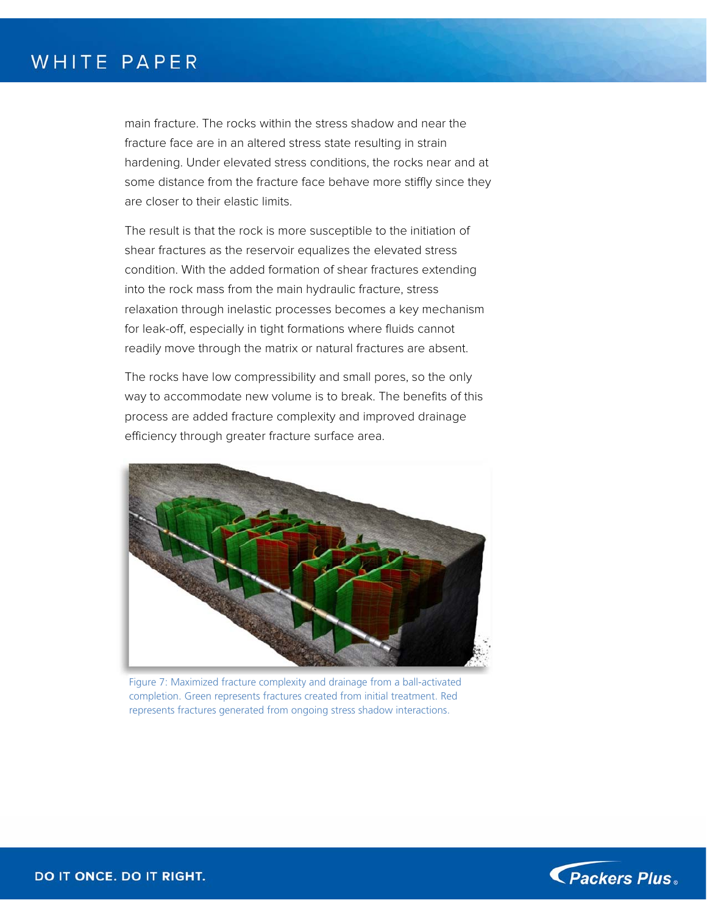main fracture. The rocks within the stress shadow and near the fracture face are in an altered stress state resulting in strain hardening. Under elevated stress conditions, the rocks near and at some distance from the fracture face behave more stiffly since they are closer to their elastic limits.

The result is that the rock is more susceptible to the initiation of shear fractures as the reservoir equalizes the elevated stress condition. With the added formation of shear fractures extending into the rock mass from the main hydraulic fracture, stress relaxation through inelastic processes becomes a key mechanism for leak-off, especially in tight formations where fluids cannot readily move through the matrix or natural fractures are absent.

The rocks have low compressibility and small pores, so the only way to accommodate new volume is to break. The benefits of this process are added fracture complexity and improved drainage efficiency through greater fracture surface area.

Figure 7: Maximized fracture complexity and drainage from a ball-activated completion. Green represents fractures created from initial treatment. Red represents fractures generated from ongoing stress shadow interactions.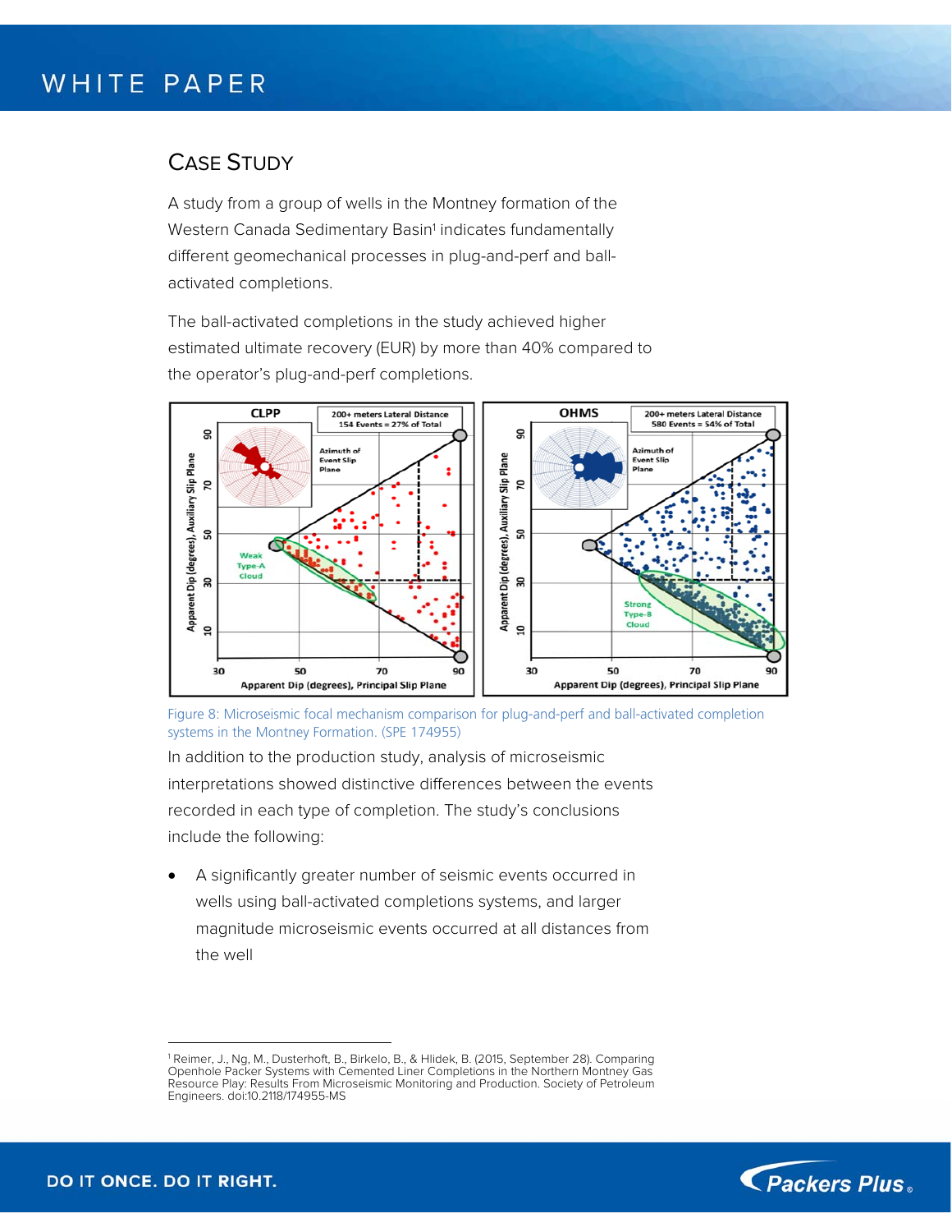## Case Study

A study from a group of wells in the Montney formation of the Western Canada Sedimentary Basin[1] indicates fundamentally different geomechanical processes in plug-and-perf and ball-activated completions.

The ball-activated completions in the study achieved higher estimated ultimate recovery (EUR) by more than 40% compared to the operator's plug-and-perf completions.

Figure 8: Microseismic focal mechanism comparison for plug-and-perf and ball-activated completion systems in the Montney Formation. (SPE 174955)

In addition to the production study, analysis of microseismic interpretations showed distinctive differences between the events recorded in each type of completion. The study's conclusions include the following:

- A significantly greater number of seismic events occurred in wells using ball-activated completions systems, and larger magnitude microseismic events occurred at all distances from the well

---

[1] Reimer, J., Ng, M., Dusterhoft, B., Birkelo, B., & Hlidek, B. (2015, September 28). Comparing Openhole Packer Systems with Cemented Liner Completions in the Northern Montney Gas Resource Play: Results From Microseismic Monitoring and Production. Society of Petroleum Engineers. doi:10.2118/174955-MS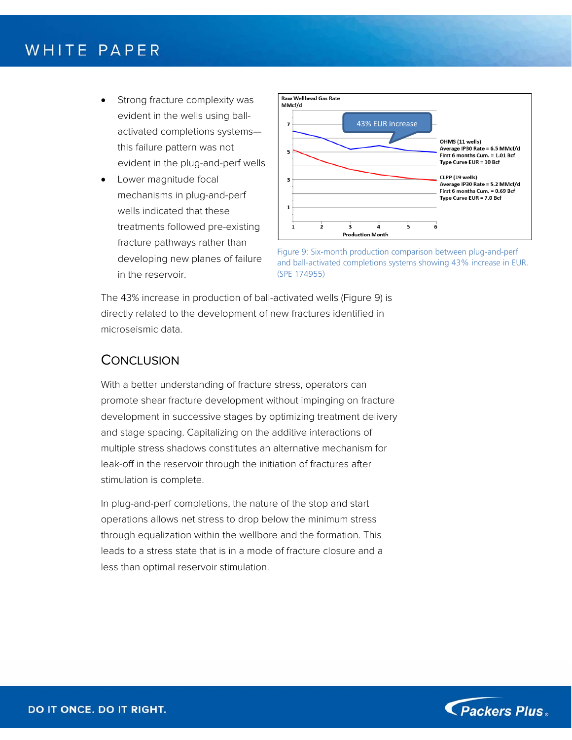- Strong fracture complexity was evident in the wells using ball-activated completions systems—this failure pattern was not evident in the plug-and-perf wells
- Lower magnitude focal mechanisms in plug-and-perf wells indicated that these treatments followed pre-existing fracture pathways rather than developing new planes of failure in the reservoir.

Figure 9: Six-month production comparison between plug-and-perf and ball-activated completions systems showing 43% increase in EUR. (SPE 174955)

The 43% increase in production of ball-activated wells (Figure 9) is directly related to the development of new fractures identified in microseismic data.

## Conclusion

With a better understanding of fracture stress, operators can promote shear fracture development without impinging on fracture development in successive stages by optimizing treatment delivery and stage spacing. Capitalizing on the additive interactions of multiple stress shadows constitutes an alternative mechanism for leak-off in the reservoir through the initiation of fractures after stimulation is complete.

In plug-and-perf completions, the nature of the stop and start operations allows net stress to drop below the minimum stress through equalization within the wellbore and the formation. This leads to a stress state that is in a mode of fracture closure and a less than optimal reservoir stimulation.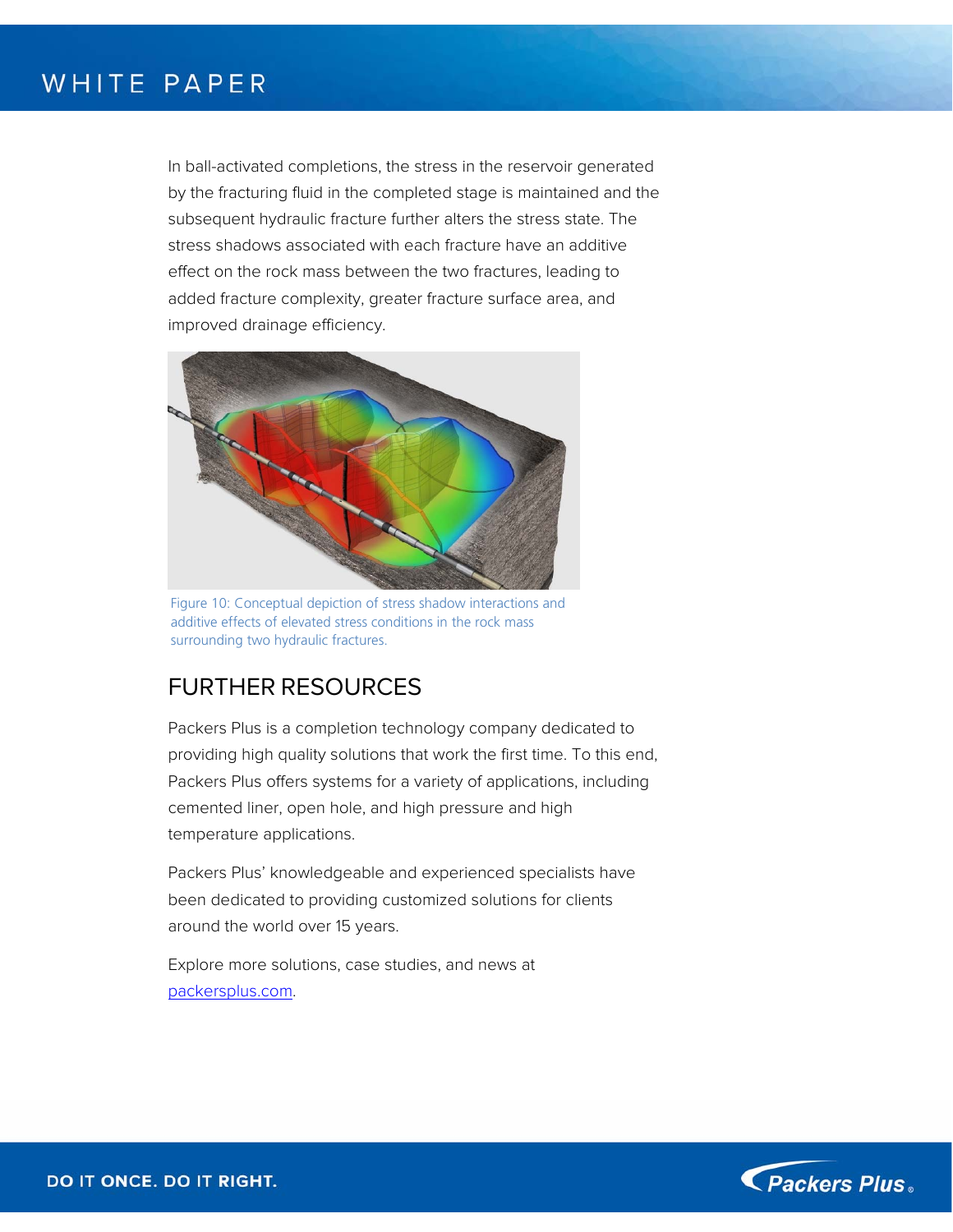In ball-activated completions, the stress in the reservoir generated by the fracturing fluid in the completed stage is maintained and the subsequent hydraulic fracture further alters the stress state. The stress shadows associated with each fracture have an additive effect on the rock mass between the two fractures, leading to added fracture complexity, greater fracture surface area, and improved drainage efficiency.

Figure 10: Conceptual depiction of stress shadow interactions and additive effects of elevated stress conditions in the rock mass surrounding two hydraulic fractures.

## FURTHER RESOURCES

Packers Plus is a completion technology company dedicated to providing high quality solutions that work the first time. To this end, Packers Plus offers systems for a variety of applications, including cemented liner, open hole, and high pressure and high temperature applications.

Packers Plus' knowledgeable and experienced specialists have been dedicated to providing customized solutions for clients around the world over 15 years.

Explore more solutions, case studies, and news at [packersplus.com](https://packersplus.com).